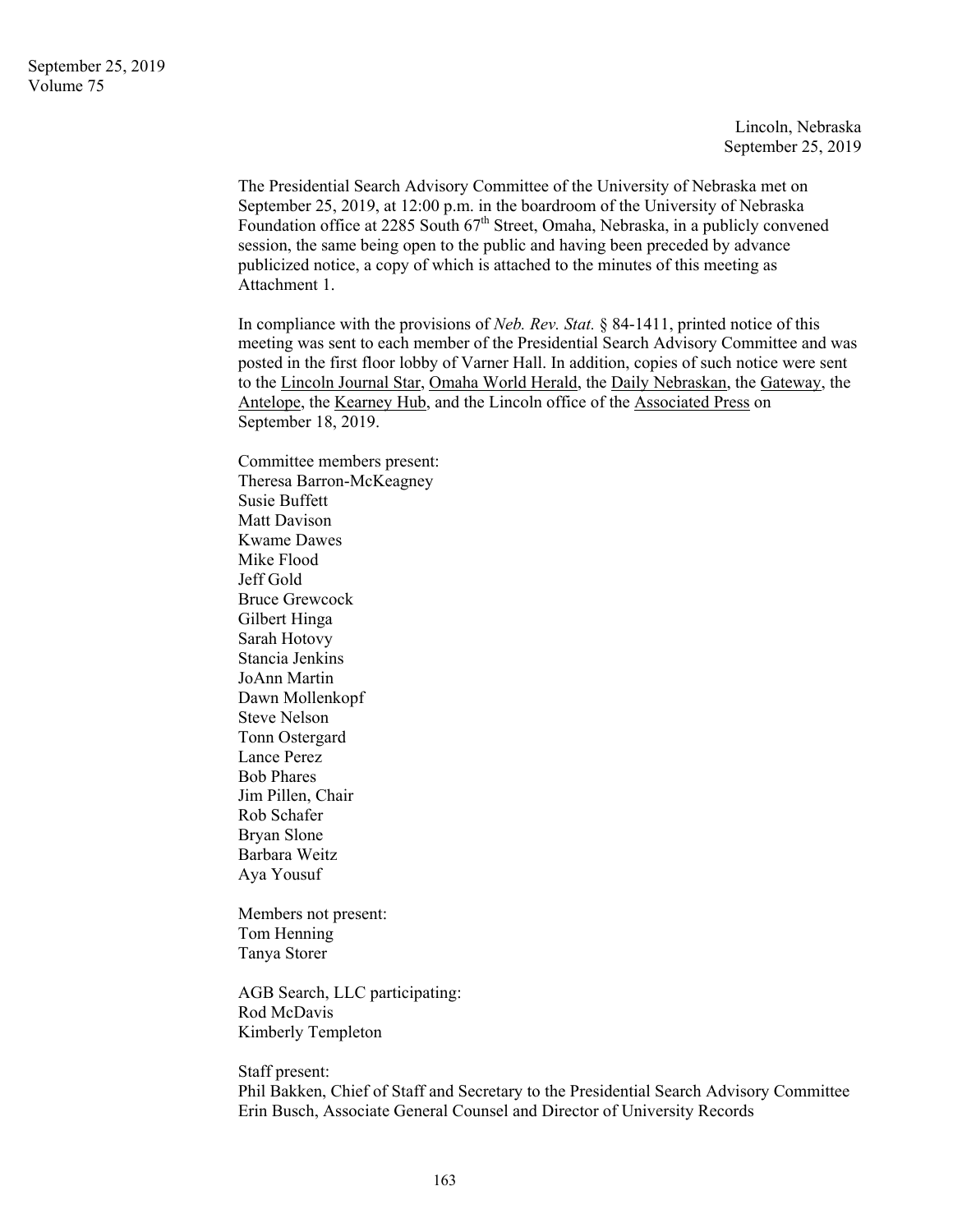Lincoln, Nebraska
September 25, 2019

The Presidential Search Advisory Committee of the University of Nebraska met on September 25, 2019, at 12:00 p.m. in the boardroom of the University of Nebraska Foundation office at 2285 South 67th Street, Omaha, Nebraska, in a publicly convened session, the same being open to the public and having been preceded by advance publicized notice, a copy of which is attached to the minutes of this meeting as Attachment 1.

In compliance with the provisions of *Neb. Rev. Stat.* § 84-1411, printed notice of this meeting was sent to each member of the Presidential Search Advisory Committee and was posted in the first floor lobby of Varner Hall. In addition, copies of such notice were sent to the Lincoln Journal Star, Omaha World Herald, the Daily Nebraskan, the Gateway, the Antelope, the Kearney Hub, and the Lincoln office of the Associated Press on September 18, 2019.

Committee members present:
Theresa Barron-McKeagney
Susie Buffett
Matt Davison
Kwame Dawes
Mike Flood
Jeff Gold
Bruce Grewcock
Gilbert Hinga
Sarah Hotovy
Stancia Jenkins
JoAnn Martin
Dawn Mollenkopf
Steve Nelson
Tonn Ostergard
Lance Perez
Bob Phares
Jim Pillen, Chair
Rob Schafer
Bryan Slone
Barbara Weitz
Aya Yousuf

Members not present:
Tom Henning
Tanya Storer

AGB Search, LLC participating:
Rod McDavis
Kimberly Templeton

Staff present:
Phil Bakken, Chief of Staff and Secretary to the Presidential Search Advisory Committee
Erin Busch, Associate General Counsel and Director of University Records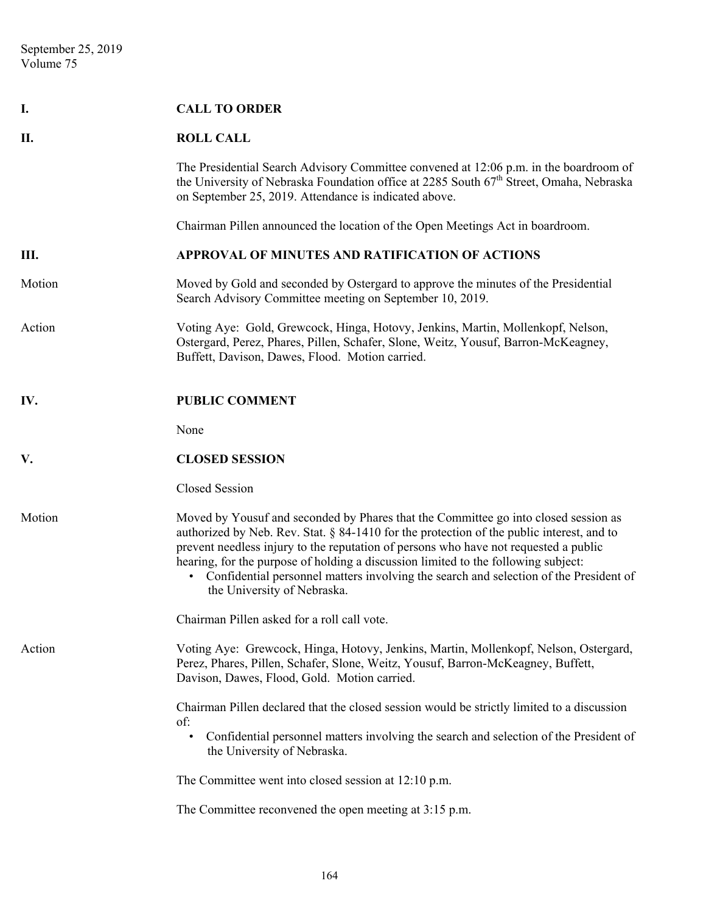## I. CALL TO ORDER

## II. ROLL CALL

The Presidential Search Advisory Committee convened at 12:06 p.m. in the boardroom of the University of Nebraska Foundation office at 2285 South 67th Street, Omaha, Nebraska on September 25, 2019. Attendance is indicated above.

Chairman Pillen announced the location of the Open Meetings Act in boardroom.

## III. APPROVAL OF MINUTES AND RATIFICATION OF ACTIONS

**Motion** Moved by Gold and seconded by Ostergard to approve the minutes of the Presidential Search Advisory Committee meeting on September 10, 2019.

**Action** Voting Aye: Gold, Grewcock, Hinga, Hotovy, Jenkins, Martin, Mollenkopf, Nelson, Ostergard, Perez, Phares, Pillen, Schafer, Slone, Weitz, Yousuf, Barron-McKeagney, Buffett, Davison, Dawes, Flood. Motion carried.

## IV. PUBLIC COMMENT

None

## V. CLOSED SESSION

Closed Session

**Motion** Moved by Yousuf and seconded by Phares that the Committee go into closed session as authorized by Neb. Rev. Stat. § 84-1410 for the protection of the public interest, and to prevent needless injury to the reputation of persons who have not requested a public hearing, for the purpose of holding a discussion limited to the following subject:

- Confidential personnel matters involving the search and selection of the President of the University of Nebraska.

Chairman Pillen asked for a roll call vote.

**Action** Voting Aye: Grewcock, Hinga, Hotovy, Jenkins, Martin, Mollenkopf, Nelson, Ostergard, Perez, Phares, Pillen, Schafer, Slone, Weitz, Yousuf, Barron-McKeagney, Buffett, Davison, Dawes, Flood, Gold. Motion carried.

Chairman Pillen declared that the closed session would be strictly limited to a discussion of:

- Confidential personnel matters involving the search and selection of the President of the University of Nebraska.

The Committee went into closed session at 12:10 p.m.

The Committee reconvened the open meeting at 3:15 p.m.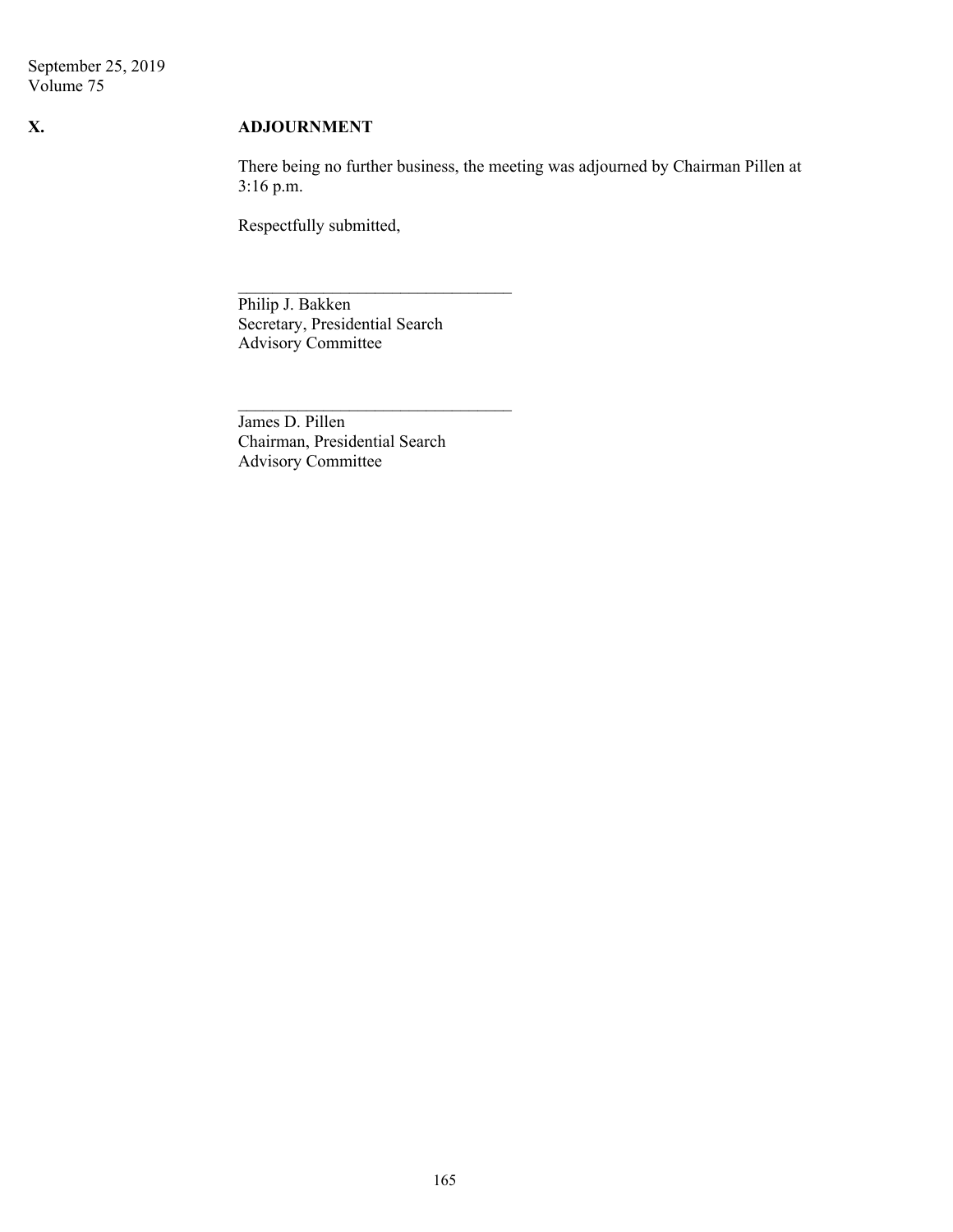## X. ADJOURNMENT

There being no further business, the meeting was adjourned by Chairman Pillen at 3:16 p.m.

Respectfully submitted,

\_\_\_\_\_\_\_\_\_\_\_\_\_\_\_\_\_\_\_\_\_\_\_\_\_\_\_\_\_\_\_\_

Philip J. Bakken
Secretary, Presidential Search
Advisory Committee

\_\_\_\_\_\_\_\_\_\_\_\_\_\_\_\_\_\_\_\_\_\_\_\_\_\_\_\_\_\_\_\_

James D. Pillen
Chairman, Presidential Search
Advisory Committee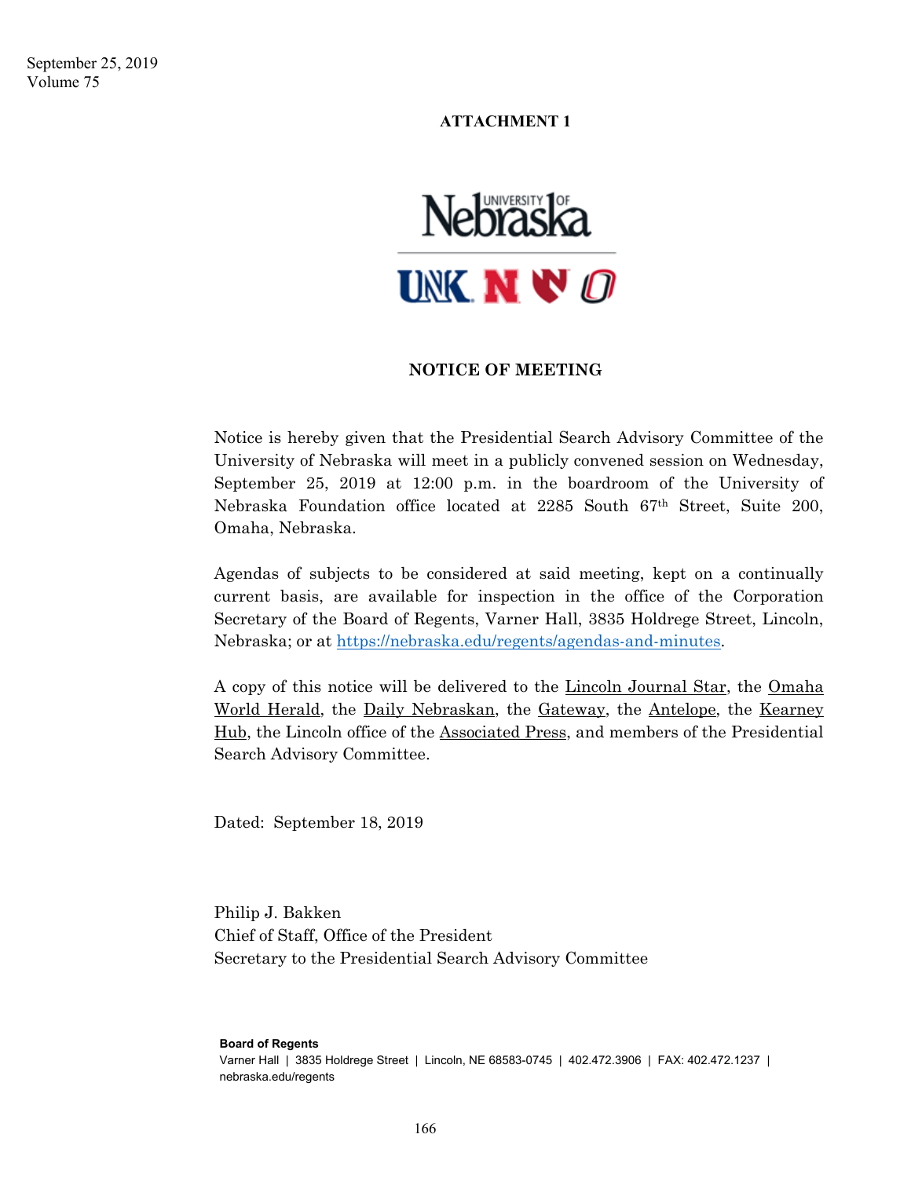**ATTACHMENT 1**

**NOTICE OF MEETING**

Notice is hereby given that the Presidential Search Advisory Committee of the University of Nebraska will meet in a publicly convened session on Wednesday, September 25, 2019 at 12:00 p.m. in the boardroom of the University of Nebraska Foundation office located at 2285 South 67th Street, Suite 200, Omaha, Nebraska.

Agendas of subjects to be considered at said meeting, kept on a continually current basis, are available for inspection in the office of the Corporation Secretary of the Board of Regents, Varner Hall, 3835 Holdrege Street, Lincoln, Nebraska; or at https://nebraska.edu/regents/agendas-and-minutes.

A copy of this notice will be delivered to the Lincoln Journal Star, the Omaha World Herald, the Daily Nebraskan, the Gateway, the Antelope, the Kearney Hub, the Lincoln office of the Associated Press, and members of the Presidential Search Advisory Committee.

Dated: September 18, 2019

Philip J. Bakken
Chief of Staff, Office of the President
Secretary to the Presidential Search Advisory Committee

**Board of Regents**
Varner Hall | 3835 Holdrege Street | Lincoln, NE 68583-0745 | 402.472.3906 | FAX: 402.472.1237 | nebraska.edu/regents